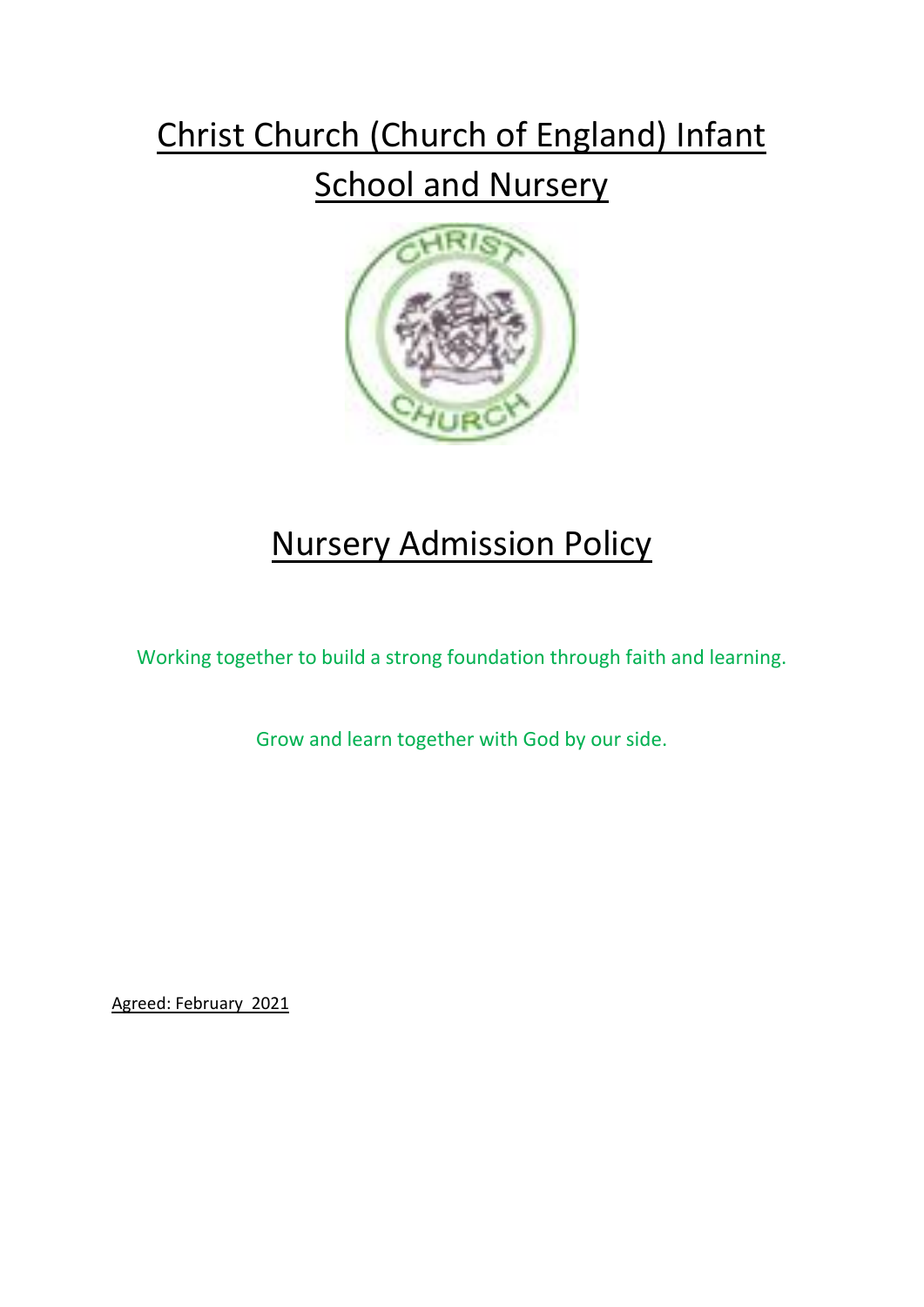# Christ Church (Church of England) Infant School and Nursery

# Nursery Admission Policy

Working together to build a strong foundation through faith and learning.

Grow and learn together with God by our side.

Agreed: February 2021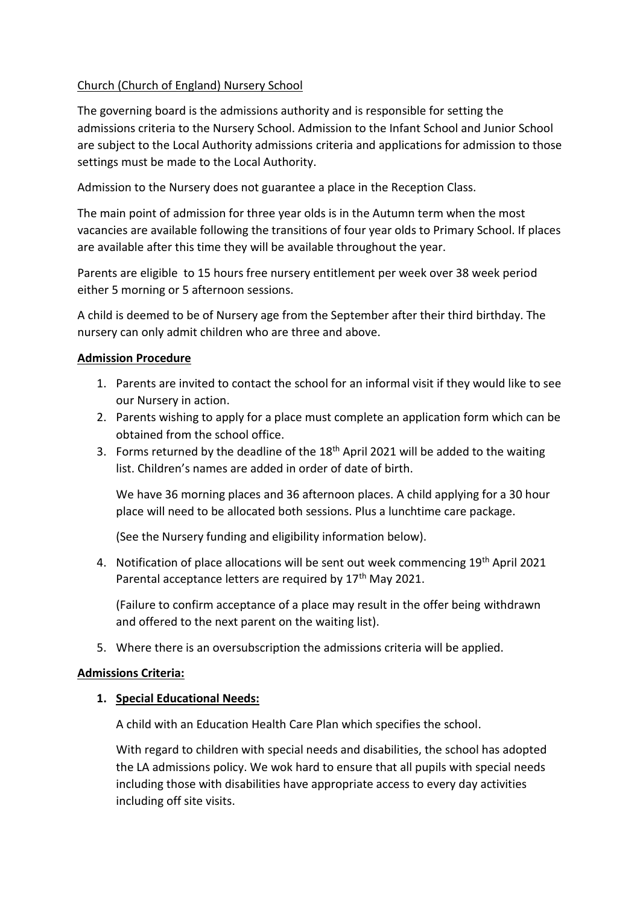Church (Church of England) Nursery School

The governing board is the admissions authority and is responsible for setting the admissions criteria to the Nursery School. Admission to the Infant School and Junior School are subject to the Local Authority admissions criteria and applications for admission to those settings must be made to the Local Authority.

Admission to the Nursery does not guarantee a place in the Reception Class.

The main point of admission for three year olds is in the Autumn term when the most vacancies are available following the transitions of four year olds to Primary School. If places are available after this time they will be available throughout the year.

Parents are eligible to 15 hours free nursery entitlement per week over 38 week period either 5 morning or 5 afternoon sessions.

A child is deemed to be of Nursery age from the September after their third birthday. The nursery can only admit children who are three and above.

**Admission Procedure**

1. Parents are invited to contact the school for an informal visit if they would like to see our Nursery in action.
2. Parents wishing to apply for a place must complete an application form which can be obtained from the school office.
3. Forms returned by the deadline of the 18th April 2021 will be added to the waiting list. Children's names are added in order of date of birth.

   We have 36 morning places and 36 afternoon places. A child applying for a 30 hour place will need to be allocated both sessions. Plus a lunchtime care package.

   (See the Nursery funding and eligibility information below).

4. Notification of place allocations will be sent out week commencing 19th April 2021 Parental acceptance letters are required by 17th May 2021.

   (Failure to confirm acceptance of a place may result in the offer being withdrawn and offered to the next parent on the waiting list).

5. Where there is an oversubscription the admissions criteria will be applied.

**Admissions Criteria:**

1. **Special Educational Needs:**

   A child with an Education Health Care Plan which specifies the school.

   With regard to children with special needs and disabilities, the school has adopted the LA admissions policy. We wok hard to ensure that all pupils with special needs including those with disabilities have appropriate access to every day activities including off site visits.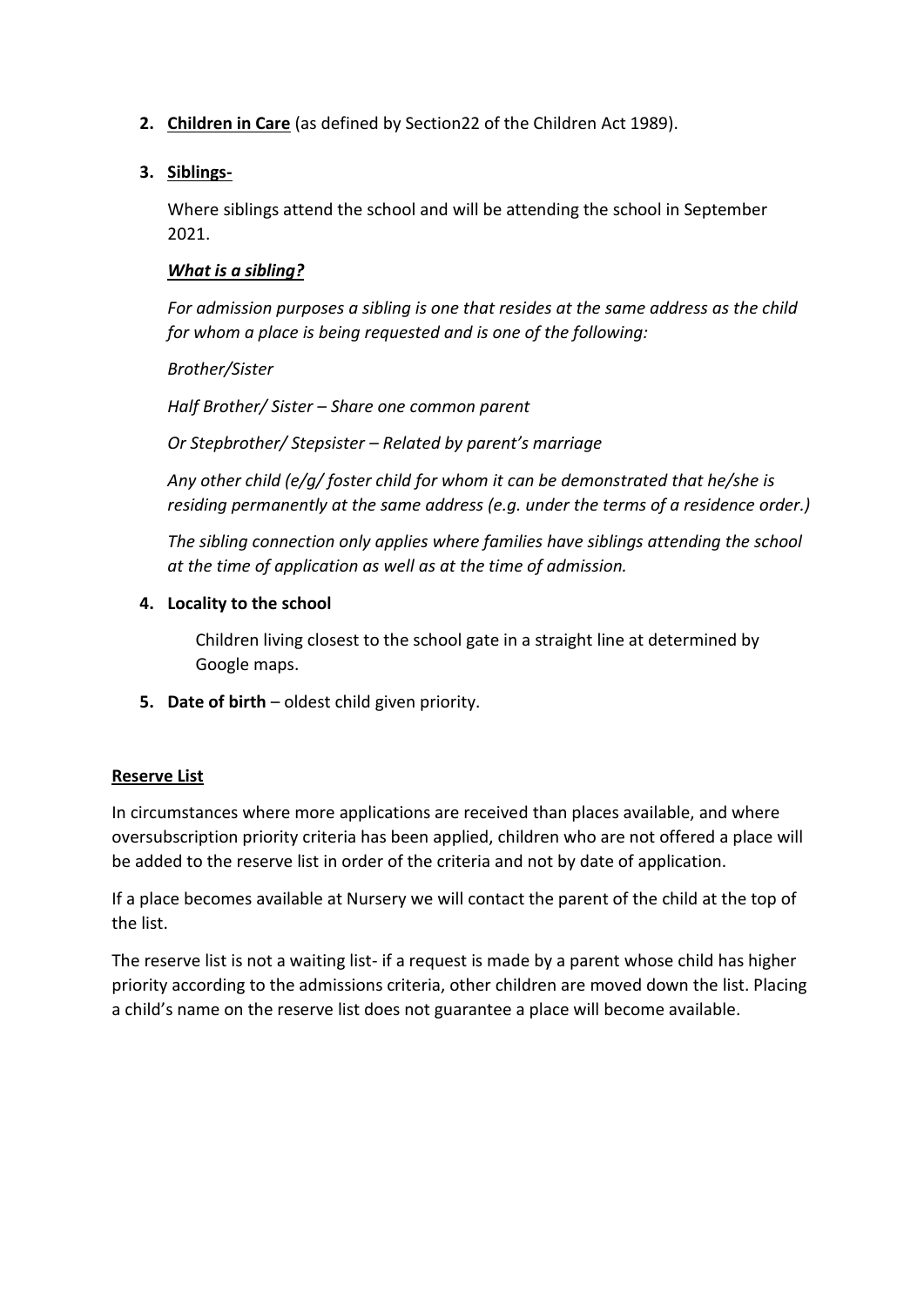2. **Children in Care** (as defined by Section22 of the Children Act 1989).

3. **Siblings-**

   Where siblings attend the school and will be attending the school in September 2021.

   ***What is a sibling?***

   *For admission purposes a sibling is one that resides at the same address as the child for whom a place is being requested and is one of the following:*

   *Brother/Sister*

   *Half Brother/ Sister – Share one common parent*

   *Or Stepbrother/ Stepsister – Related by parent's marriage*

   *Any other child (e/g/ foster child for whom it can be demonstrated that he/she is residing permanently at the same address (e.g. under the terms of a residence order.)*

   *The sibling connection only applies where families have siblings attending the school at the time of application as well as at the time of admission.*

4. **Locality to the school**

   Children living closest to the school gate in a straight line at determined by Google maps.

5. **Date of birth** – oldest child given priority.

**Reserve List**

In circumstances where more applications are received than places available, and where oversubscription priority criteria has been applied, children who are not offered a place will be added to the reserve list in order of the criteria and not by date of application.

If a place becomes available at Nursery we will contact the parent of the child at the top of the list.

The reserve list is not a waiting list- if a request is made by a parent whose child has higher priority according to the admissions criteria, other children are moved down the list. Placing a child's name on the reserve list does not guarantee a place will become available.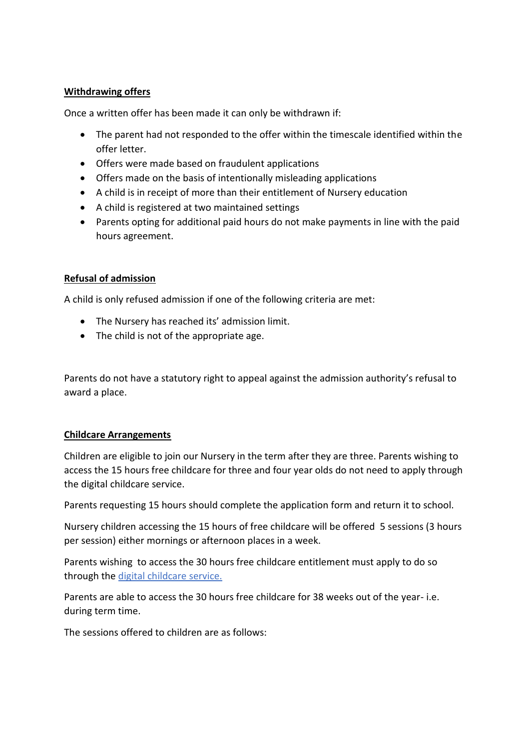**Withdrawing offers**

Once a written offer has been made it can only be withdrawn if:

- The parent had not responded to the offer within the timescale identified within the offer letter.
- Offers were made based on fraudulent applications
- Offers made on the basis of intentionally misleading applications
- A child is in receipt of more than their entitlement of Nursery education
- A child is registered at two maintained settings
- Parents opting for additional paid hours do not make payments in line with the paid hours agreement.

**Refusal of admission**

A child is only refused admission if one of the following criteria are met:

- The Nursery has reached its' admission limit.
- The child is not of the appropriate age.

Parents do not have a statutory right to appeal against the admission authority's refusal to award a place.

**Childcare Arrangements**

Children are eligible to join our Nursery in the term after they are three. Parents wishing to access the 15 hours free childcare for three and four year olds do not need to apply through the digital childcare service.

Parents requesting 15 hours should complete the application form and return it to school.

Nursery children accessing the 15 hours of free childcare will be offered 5 sessions (3 hours per session) either mornings or afternoon places in a week.

Parents wishing to access the 30 hours free childcare entitlement must apply to do so through the digital childcare service.

Parents are able to access the 30 hours free childcare for 38 weeks out of the year- i.e. during term time.

The sessions offered to children are as follows: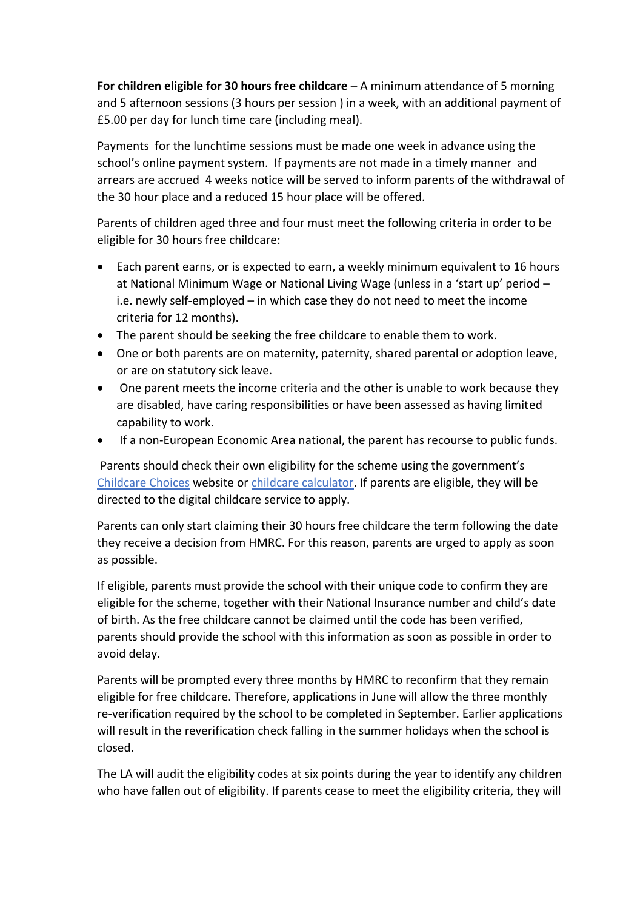**For children eligible for 30 hours free childcare** – A minimum attendance of 5 morning and 5 afternoon sessions (3 hours per session ) in a week, with an additional payment of £5.00 per day for lunch time care (including meal).

Payments for the lunchtime sessions must be made one week in advance using the school's online payment system. If payments are not made in a timely manner and arrears are accrued 4 weeks notice will be served to inform parents of the withdrawal of the 30 hour place and a reduced 15 hour place will be offered.

Parents of children aged three and four must meet the following criteria in order to be eligible for 30 hours free childcare:

- Each parent earns, or is expected to earn, a weekly minimum equivalent to 16 hours at National Minimum Wage or National Living Wage (unless in a 'start up' period – i.e. newly self-employed – in which case they do not need to meet the income criteria for 12 months).
- The parent should be seeking the free childcare to enable them to work.
- One or both parents are on maternity, paternity, shared parental or adoption leave, or are on statutory sick leave.
- One parent meets the income criteria and the other is unable to work because they are disabled, have caring responsibilities or have been assessed as having limited capability to work.
- If a non-European Economic Area national, the parent has recourse to public funds.

Parents should check their own eligibility for the scheme using the government's Childcare Choices website or childcare calculator. If parents are eligible, they will be directed to the digital childcare service to apply.

Parents can only start claiming their 30 hours free childcare the term following the date they receive a decision from HMRC. For this reason, parents are urged to apply as soon as possible.

If eligible, parents must provide the school with their unique code to confirm they are eligible for the scheme, together with their National Insurance number and child's date of birth. As the free childcare cannot be claimed until the code has been verified, parents should provide the school with this information as soon as possible in order to avoid delay.

Parents will be prompted every three months by HMRC to reconfirm that they remain eligible for free childcare. Therefore, applications in June will allow the three monthly re-verification required by the school to be completed in September. Earlier applications will result in the reverification check falling in the summer holidays when the school is closed.

The LA will audit the eligibility codes at six points during the year to identify any children who have fallen out of eligibility. If parents cease to meet the eligibility criteria, they will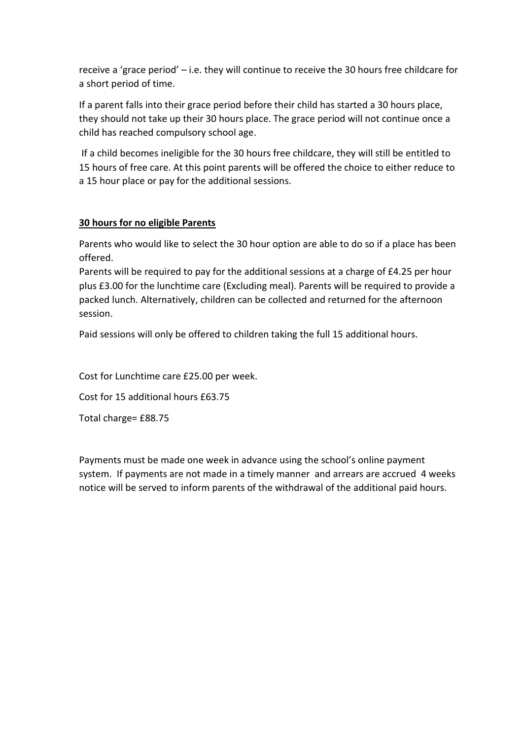receive a 'grace period' – i.e. they will continue to receive the 30 hours free childcare for a short period of time.

If a parent falls into their grace period before their child has started a 30 hours place, they should not take up their 30 hours place. The grace period will not continue once a child has reached compulsory school age.

If a child becomes ineligible for the 30 hours free childcare, they will still be entitled to 15 hours of free care. At this point parents will be offered the choice to either reduce to a 15 hour place or pay for the additional sessions.

**30 hours for no eligible Parents**

Parents who would like to select the 30 hour option are able to do so if a place has been offered.
Parents will be required to pay for the additional sessions at a charge of £4.25 per hour plus £3.00 for the lunchtime care (Excluding meal). Parents will be required to provide a packed lunch. Alternatively, children can be collected and returned for the afternoon session.

Paid sessions will only be offered to children taking the full 15 additional hours.

Cost for Lunchtime care £25.00 per week.

Cost for 15 additional hours £63.75

Total charge= £88.75

Payments must be made one week in advance using the school's online payment system. If payments are not made in a timely manner and arrears are accrued 4 weeks notice will be served to inform parents of the withdrawal of the additional paid hours.